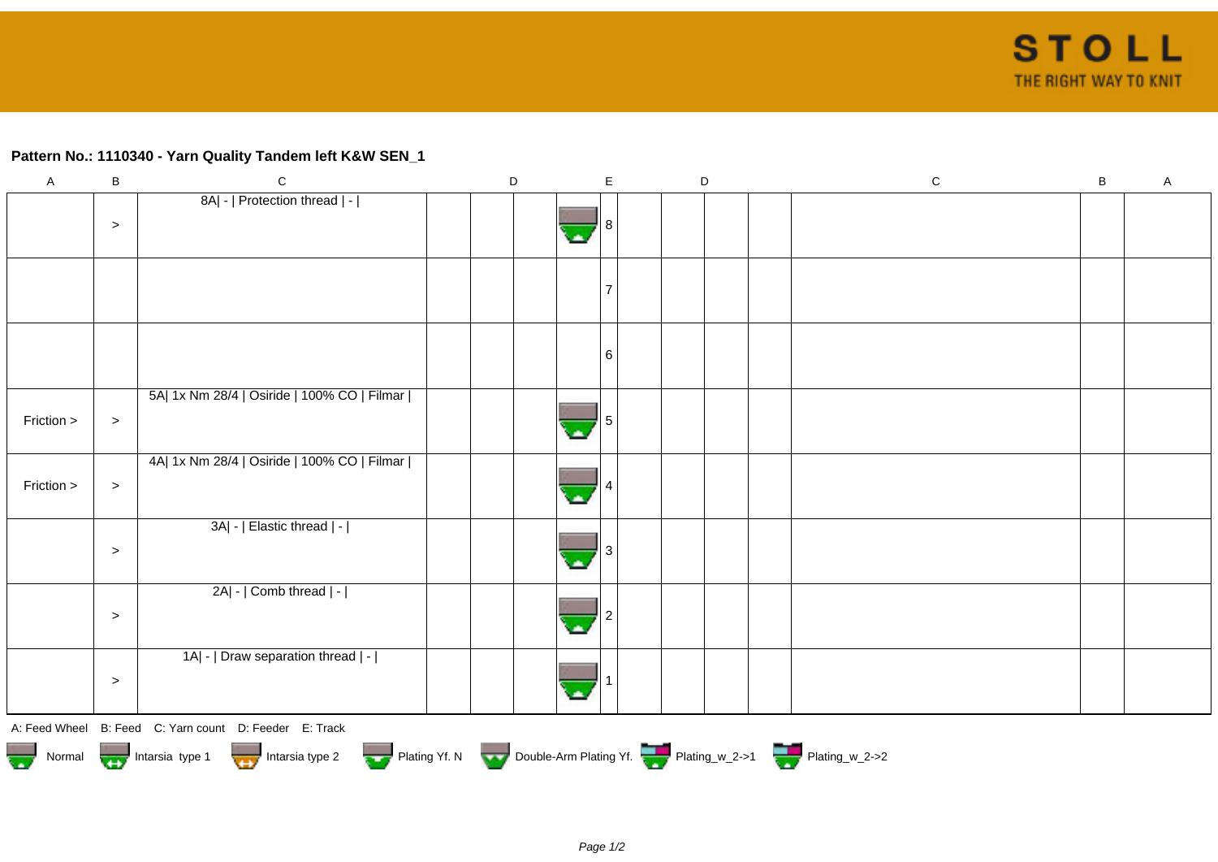## Pattern No.: 1110340 - Yarn Quality Tandem left K&W SEN_1

| A | B | C | D | D | D | E | D | D | D | C | B | A |
|---|---|---|---|---|---|---|---|---|---|---|---|---|
| | > | 8A\| - \| Protection thread \| - \| | | | | 8 | | | | | | |
| | | | | | | 7 | | | | | | |
| | | | | | | 6 | | | | | | |
| Friction > | > | 5A\| 1x Nm 28/4 \| Osiride \| 100% CO \| Filmar \| | | | | 5 | | | | | | |
| Friction > | > | 4A\| 1x Nm 28/4 \| Osiride \| 100% CO \| Filmar \| | | | | 4 | | | | | | |
| | > | 3A\| - \| Elastic thread \| - \| | | | | 3 | | | | | | |
| | > | 2A\| - \| Comb thread \| - \| | | | | 2 | | | | | | |
| | > | 1A\| - \| Draw separation thread \| - \| | | | | 1 | | | | | | |

A: Feed Wheel B: Feed C: Yarn count D: Feeder E: Track

Normal · Intarsia type 1 · Intarsia type 2 · Plating Yf. N · Double-Arm Plating Yf. · Plating_w_2->1 · Plating_w_2->2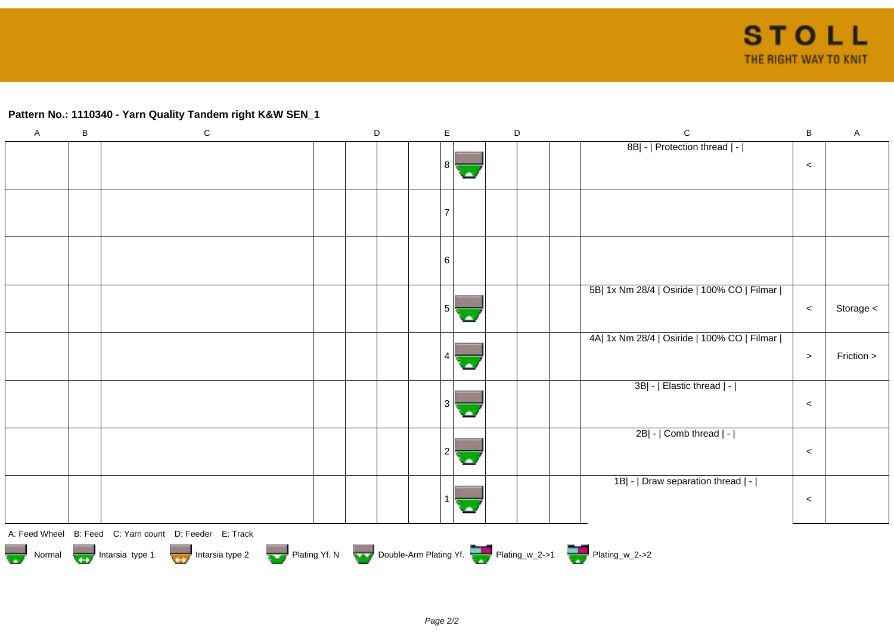## Pattern No.: 1110340 - Yarn Quality Tandem right K&W SEN_1

| A | B | C | D | | | | E | | D | | | C | B | A |
|---|---|---|---|---|---|---|---|---|---|---|---|---|---|---|
| | | | | | | | 8 | | | | | 8B\| - \| Protection thread \| - \| | < | |
| | | | | | | | 7 | | | | | | | |
| | | | | | | | 6 | | | | | | | |
| | | | | | | | 5 | | | | | 5B\| 1x Nm 28/4 \| Osiride \| 100% CO \| Filmar \| | < | Storage < |
| | | | | | | | 4 | | | | | 4A\| 1x Nm 28/4 \| Osiride \| 100% CO \| Filmar \| | > | Friction > |
| | | | | | | | 3 | | | | | 3B\| - \| Elastic thread \| - \| | < | |
| | | | | | | | 2 | | | | | 2B\| - \| Comb thread \| - \| | < | |
| | | | | | | | 1 | | | | | 1B\| - \| Draw separation thread \| - \| | < | |

A: Feed Wheel B: Feed C: Yarn count D: Feeder E: Track

Normal Intarsia type 1 Intarsia type 2 Plating Yf. N Double-Arm Plating Yf. Plating_w_2->1 Plating_w_2->2